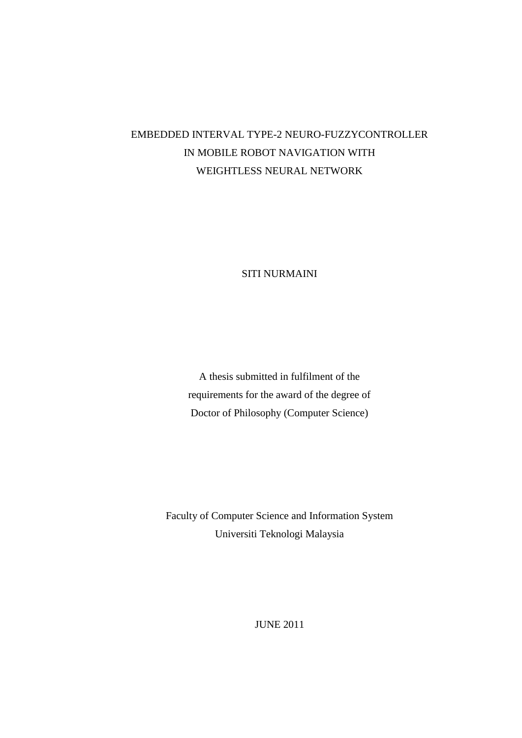# EMBEDDED INTERVAL TYPE-2 NEURO-FUZZYCONTROLLER IN MOBILE ROBOT NAVIGATION WITH WEIGHTLESS NEURAL NETWORK

SITI NURMAINI

A thesis submitted in fulfilment of the
requirements for the award of the degree of
Doctor of Philosophy (Computer Science)

Faculty of Computer Science and Information System
Universiti Teknologi Malaysia

JUNE 2011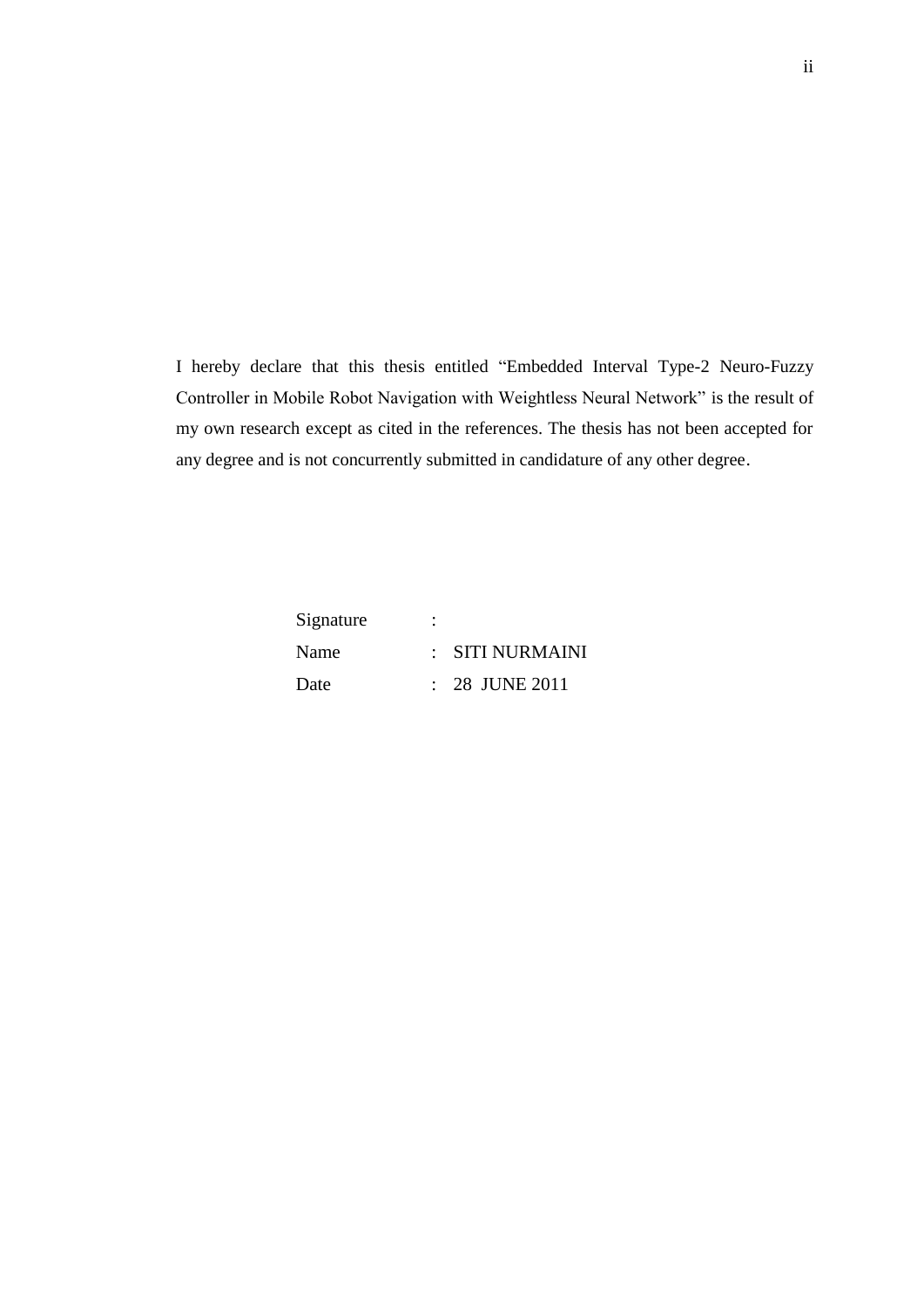I hereby declare that this thesis entitled "Embedded Interval Type-2 Neuro-Fuzzy Controller in Mobile Robot Navigation with Weightless Neural Network" is the result of my own research except as cited in the references. The thesis has not been accepted for any degree and is not concurrently submitted in candidature of any other degree.

| | | |
|---|---|---|
| Signature | : | |
| Name | : | SITI NURMAINI |
| Date | : | 28 JUNE 2011 |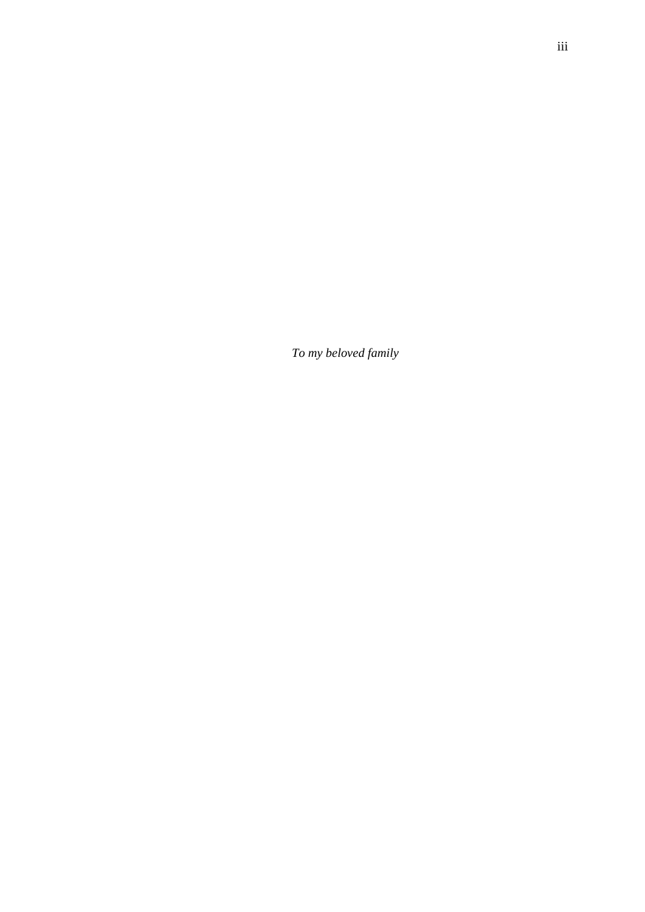*To my beloved family*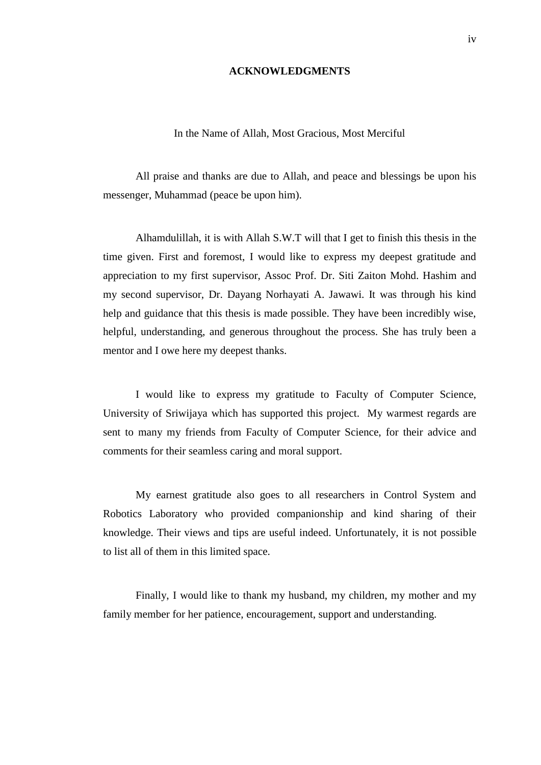# ACKNOWLEDGMENTS

In the Name of Allah, Most Gracious, Most Merciful

All praise and thanks are due to Allah, and peace and blessings be upon his messenger, Muhammad (peace be upon him).

Alhamdulillah, it is with Allah S.W.T will that I get to finish this thesis in the time given. First and foremost, I would like to express my deepest gratitude and appreciation to my first supervisor, Assoc Prof. Dr. Siti Zaiton Mohd. Hashim and my second supervisor, Dr. Dayang Norhayati A. Jawawi. It was through his kind help and guidance that this thesis is made possible. They have been incredibly wise, helpful, understanding, and generous throughout the process. She has truly been a mentor and I owe here my deepest thanks.

I would like to express my gratitude to Faculty of Computer Science, University of Sriwijaya which has supported this project. My warmest regards are sent to many my friends from Faculty of Computer Science, for their advice and comments for their seamless caring and moral support.

My earnest gratitude also goes to all researchers in Control System and Robotics Laboratory who provided companionship and kind sharing of their knowledge. Their views and tips are useful indeed. Unfortunately, it is not possible to list all of them in this limited space.

Finally, I would like to thank my husband, my children, my mother and my family member for her patience, encouragement, support and understanding.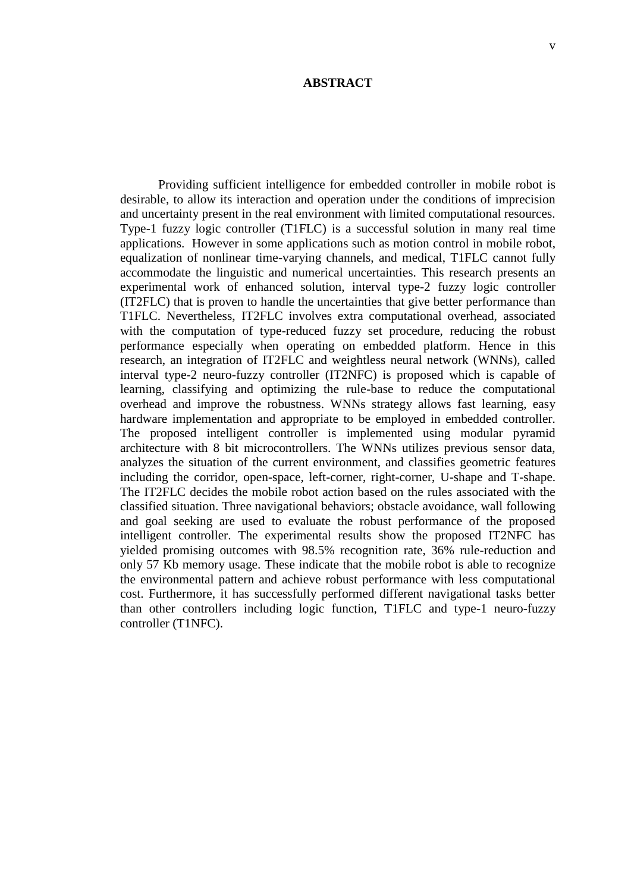# ABSTRACT

Providing sufficient intelligence for embedded controller in mobile robot is desirable, to allow its interaction and operation under the conditions of imprecision and uncertainty present in the real environment with limited computational resources. Type-1 fuzzy logic controller (T1FLC) is a successful solution in many real time applications. However in some applications such as motion control in mobile robot, equalization of nonlinear time-varying channels, and medical, T1FLC cannot fully accommodate the linguistic and numerical uncertainties. This research presents an experimental work of enhanced solution, interval type-2 fuzzy logic controller (IT2FLC) that is proven to handle the uncertainties that give better performance than T1FLC. Nevertheless, IT2FLC involves extra computational overhead, associated with the computation of type-reduced fuzzy set procedure, reducing the robust performance especially when operating on embedded platform. Hence in this research, an integration of IT2FLC and weightless neural network (WNNs), called interval type-2 neuro-fuzzy controller (IT2NFC) is proposed which is capable of learning, classifying and optimizing the rule-base to reduce the computational overhead and improve the robustness. WNNs strategy allows fast learning, easy hardware implementation and appropriate to be employed in embedded controller. The proposed intelligent controller is implemented using modular pyramid architecture with 8 bit microcontrollers. The WNNs utilizes previous sensor data, analyzes the situation of the current environment, and classifies geometric features including the corridor, open-space, left-corner, right-corner, U-shape and T-shape. The IT2FLC decides the mobile robot action based on the rules associated with the classified situation. Three navigational behaviors; obstacle avoidance, wall following and goal seeking are used to evaluate the robust performance of the proposed intelligent controller. The experimental results show the proposed IT2NFC has yielded promising outcomes with 98.5% recognition rate, 36% rule-reduction and only 57 Kb memory usage. These indicate that the mobile robot is able to recognize the environmental pattern and achieve robust performance with less computational cost. Furthermore, it has successfully performed different navigational tasks better than other controllers including logic function, T1FLC and type-1 neuro-fuzzy controller (T1NFC).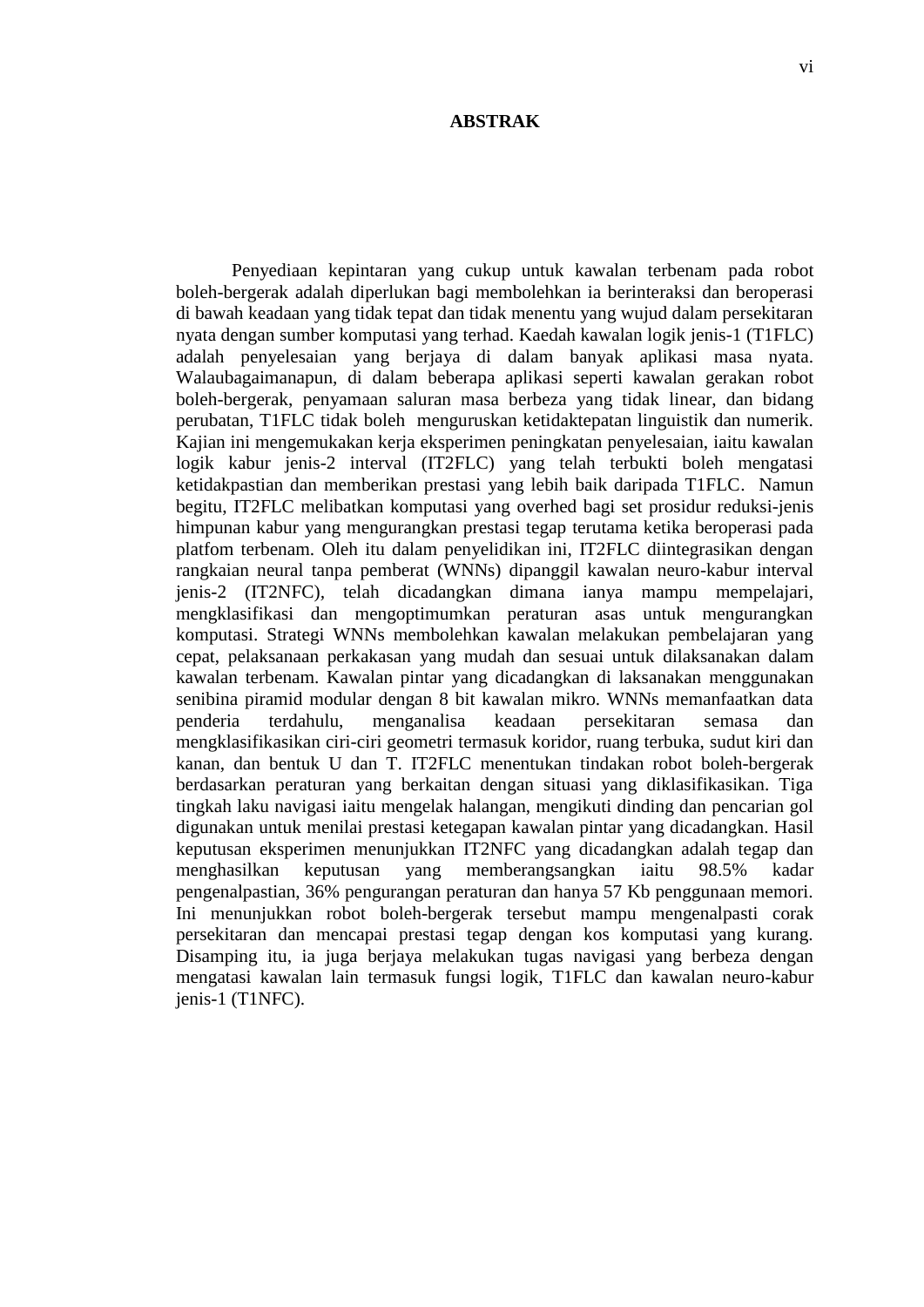# ABSTRAK

Penyediaan kepintaran yang cukup untuk kawalan terbenam pada robot boleh-bergerak adalah diperlukan bagi membolehkan ia berinteraksi dan beroperasi di bawah keadaan yang tidak tepat dan tidak menentu yang wujud dalam persekitaran nyata dengan sumber komputasi yang terhad. Kaedah kawalan logik jenis-1 (T1FLC) adalah penyelesaian yang berjaya di dalam banyak aplikasi masa nyata. Walaubagaimanapun, di dalam beberapa aplikasi seperti kawalan gerakan robot boleh-bergerak, penyamaan saluran masa berbeza yang tidak linear, dan bidang perubatan, T1FLC tidak boleh menguruskan ketidaktepatan linguistik dan numerik. Kajian ini mengemukakan kerja eksperimen peningkatan penyelesaian, iaitu kawalan logik kabur jenis-2 interval (IT2FLC) yang telah terbukti boleh mengatasi ketidakpastian dan memberikan prestasi yang lebih baik daripada T1FLC. Namun begitu, IT2FLC melibatkan komputasi yang overhed bagi set prosidur reduksi-jenis himpunan kabur yang mengurangkan prestasi tegap terutama ketika beroperasi pada platfom terbenam. Oleh itu dalam penyelidikan ini, IT2FLC diintegrasikan dengan rangkaian neural tanpa pemberat (WNNs) dipanggil kawalan neuro-kabur interval jenis-2 (IT2NFC), telah dicadangkan dimana ianya mampu mempelajari, mengklasifikasi dan mengoptimumkan peraturan asas untuk mengurangkan komputasi. Strategi WNNs membolehkan kawalan melakukan pembelajaran yang cepat, pelaksanaan perkakasan yang mudah dan sesuai untuk dilaksanakan dalam kawalan terbenam. Kawalan pintar yang dicadangkan di laksanakan menggunakan senibina piramid modular dengan 8 bit kawalan mikro. WNNs memanfaatkan data penderia terdahulu, menganalisa keadaan persekitaran semasa dan mengklasifikasikan ciri-ciri geometri termasuk koridor, ruang terbuka, sudut kiri dan kanan, dan bentuk U dan T. IT2FLC menentukan tindakan robot boleh-bergerak berdasarkan peraturan yang berkaitan dengan situasi yang diklasifikasikan. Tiga tingkah laku navigasi iaitu mengelak halangan, mengikuti dinding dan pencarian gol digunakan untuk menilai prestasi ketegapan kawalan pintar yang dicadangkan. Hasil keputusan eksperimen menunjukkan IT2NFC yang dicadangkan adalah tegap dan menghasilkan keputusan yang memberangsangkan iaitu 98.5% kadar pengenalpastian, 36% pengurangan peraturan dan hanya 57 Kb penggunaan memori. Ini menunjukkan robot boleh-bergerak tersebut mampu mengenalpasti corak persekitaran dan mencapai prestasi tegap dengan kos komputasi yang kurang. Disamping itu, ia juga berjaya melakukan tugas navigasi yang berbeza dengan mengatasi kawalan lain termasuk fungsi logik, T1FLC dan kawalan neuro-kabur jenis-1 (T1NFC).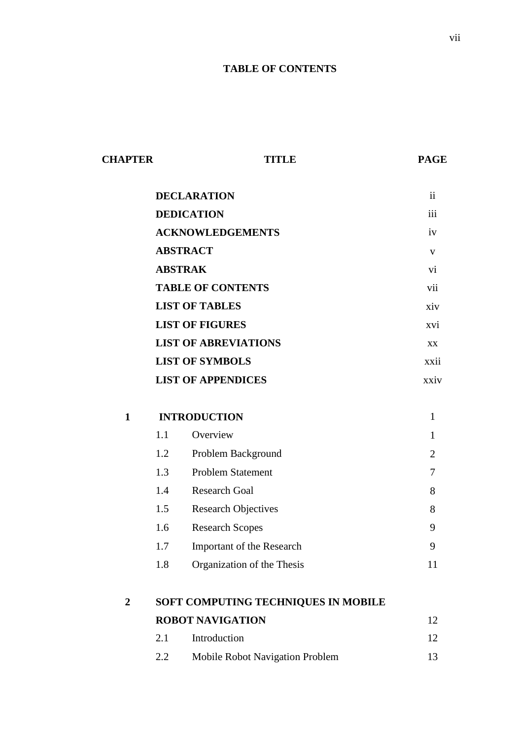# TABLE OF CONTENTS

| CHAPTER | TITLE | PAGE |
|---|---|---|
| | **DECLARATION** | ii |
| | **DEDICATION** | iii |
| | **ACKNOWLEDGEMENTS** | iv |
| | **ABSTRACT** | v |
| | **ABSTRAK** | vi |
| | **TABLE OF CONTENTS** | vii |
| | **LIST OF TABLES** | xiv |
| | **LIST OF FIGURES** | xvi |
| | **LIST OF ABREVIATIONS** | xx |
| | **LIST OF SYMBOLS** | xxii |
| | **LIST OF APPENDICES** | xxiv |
| **1** | **INTRODUCTION** | 1 |
| | 1.1 Overview | 1 |
| | 1.2 Problem Background | 2 |
| | 1.3 Problem Statement | 7 |
| | 1.4 Research Goal | 8 |
| | 1.5 Research Objectives | 8 |
| | 1.6 Research Scopes | 9 |
| | 1.7 Important of the Research | 9 |
| | 1.8 Organization of the Thesis | 11 |
| **2** | **SOFT COMPUTING TECHNIQUES IN MOBILE ROBOT NAVIGATION** | 12 |
| | 2.1 Introduction | 12 |
| | 2.2 Mobile Robot Navigation Problem | 13 |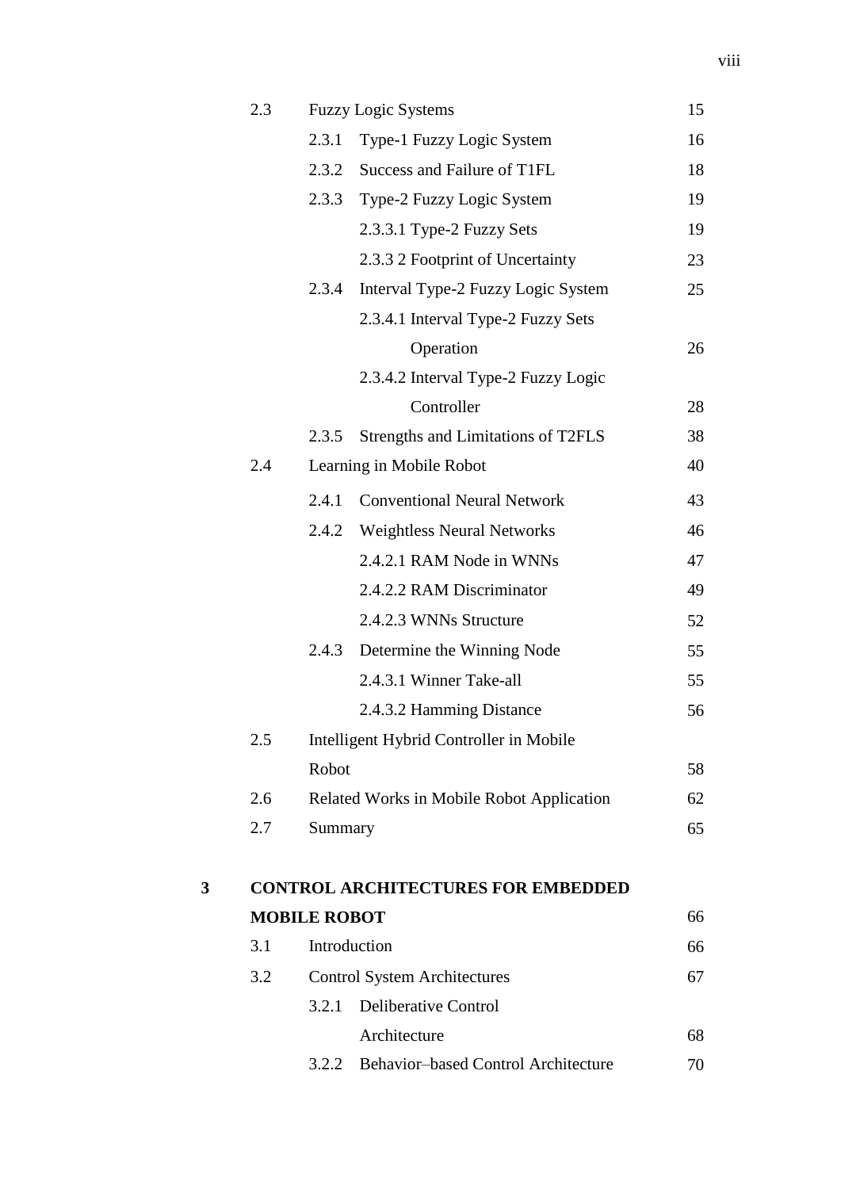| | | | |
|---|---|---|---|
| | 2.3 | Fuzzy Logic Systems | 15 |
| | | 2.3.1 Type-1 Fuzzy Logic System | 16 |
| | | 2.3.2 Success and Failure of T1FL | 18 |
| | | 2.3.3 Type-2 Fuzzy Logic System | 19 |
| | | 2.3.3.1 Type-2 Fuzzy Sets | 19 |
| | | 2.3.3 2 Footprint of Uncertainty | 23 |
| | | 2.3.4 Interval Type-2 Fuzzy Logic System | 25 |
| | | 2.3.4.1 Interval Type-2 Fuzzy Sets Operation | 26 |
| | | 2.3.4.2 Interval Type-2 Fuzzy Logic Controller | 28 |
| | | 2.3.5 Strengths and Limitations of T2FLS | 38 |
| | 2.4 | Learning in Mobile Robot | 40 |
| | | 2.4.1 Conventional Neural Network | 43 |
| | | 2.4.2 Weightless Neural Networks | 46 |
| | | 2.4.2.1 RAM Node in WNNs | 47 |
| | | 2.4.2.2 RAM Discriminator | 49 |
| | | 2.4.2.3 WNNs Structure | 52 |
| | | 2.4.3 Determine the Winning Node | 55 |
| | | 2.4.3.1 Winner Take-all | 55 |
| | | 2.4.3.2 Hamming Distance | 56 |
| | 2.5 | Intelligent Hybrid Controller in Mobile Robot | 58 |
| | 2.6 | Related Works in Mobile Robot Application | 62 |
| | 2.7 | Summary | 65 |
| **3** | **CONTROL ARCHITECTURES FOR EMBEDDED MOBILE ROBOT** | | 66 |
| | 3.1 | Introduction | 66 |
| | 3.2 | Control System Architectures | 67 |
| | | 3.2.1 Deliberative Control Architecture | 68 |
| | | 3.2.2 Behavior–based Control Architecture | 70 |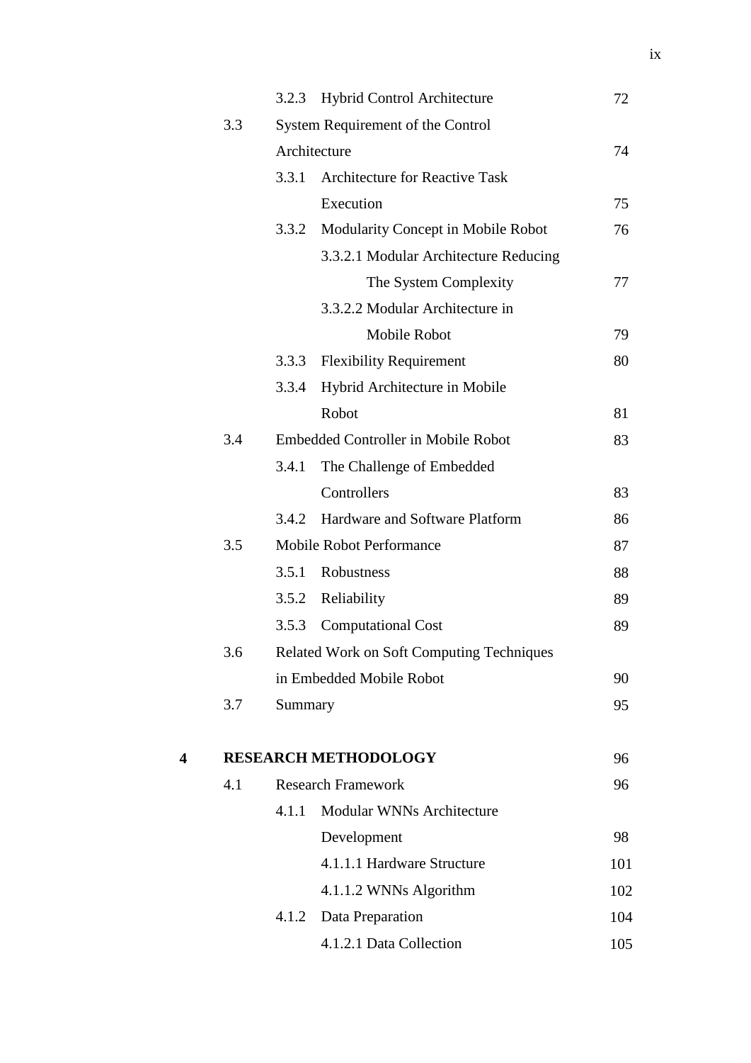| | | | |
|---|---|---|---|
| | | 3.2.3 Hybrid Control Architecture | 72 |
| | 3.3 | System Requirement of the Control Architecture | 74 |
| | | 3.3.1 Architecture for Reactive Task Execution | 75 |
| | | 3.3.2 Modularity Concept in Mobile Robot | 76 |
| | | 3.3.2.1 Modular Architecture Reducing The System Complexity | 77 |
| | | 3.3.2.2 Modular Architecture in Mobile Robot | 79 |
| | | 3.3.3 Flexibility Requirement | 80 |
| | | 3.3.4 Hybrid Architecture in Mobile Robot | 81 |
| | 3.4 | Embedded Controller in Mobile Robot | 83 |
| | | 3.4.1 The Challenge of Embedded Controllers | 83 |
| | | 3.4.2 Hardware and Software Platform | 86 |
| | 3.5 | Mobile Robot Performance | 87 |
| | | 3.5.1 Robustness | 88 |
| | | 3.5.2 Reliability | 89 |
| | | 3.5.3 Computational Cost | 89 |
| | 3.6 | Related Work on Soft Computing Techniques in Embedded Mobile Robot | 90 |
| | 3.7 | Summary | 95 |
| **4** | **RESEARCH METHODOLOGY** | | 96 |
| | 4.1 | Research Framework | 96 |
| | | 4.1.1 Modular WNNs Architecture Development | 98 |
| | | 4.1.1.1 Hardware Structure | 101 |
| | | 4.1.1.2 WNNs Algorithm | 102 |
| | | 4.1.2 Data Preparation | 104 |
| | | 4.1.2.1 Data Collection | 105 |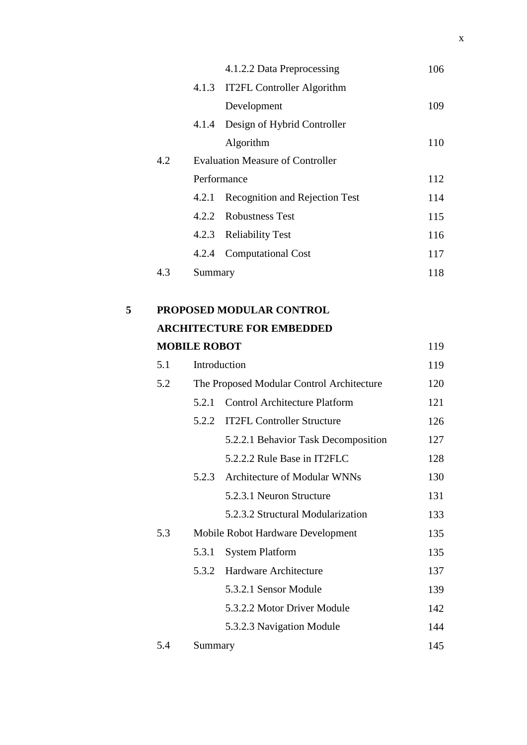| | | | |
|---|---|---|---|
| | | 4.1.2.2 Data Preprocessing | 106 |
| | 4.1.3 | IT2FL Controller Algorithm Development | 109 |
| | 4.1.4 | Design of Hybrid Controller Algorithm | 110 |
| | 4.2 | Evaluation Measure of Controller Performance | 112 |
| | 4.2.1 | Recognition and Rejection Test | 114 |
| | 4.2.2 | Robustness Test | 115 |
| | 4.2.3 | Reliability Test | 116 |
| | 4.2.4 | Computational Cost | 117 |
| | 4.3 | Summary | 118 |
| **5** | **PROPOSED MODULAR CONTROL ARCHITECTURE FOR EMBEDDED MOBILE ROBOT** | | 119 |
| | 5.1 | Introduction | 119 |
| | 5.2 | The Proposed Modular Control Architecture | 120 |
| | 5.2.1 | Control Architecture Platform | 121 |
| | 5.2.2 | IT2FL Controller Structure | 126 |
| | | 5.2.2.1 Behavior Task Decomposition | 127 |
| | | 5.2.2.2 Rule Base in IT2FLC | 128 |
| | 5.2.3 | Architecture of Modular WNNs | 130 |
| | | 5.2.3.1 Neuron Structure | 131 |
| | | 5.2.3.2 Structural Modularization | 133 |
| | 5.3 | Mobile Robot Hardware Development | 135 |
| | 5.3.1 | System Platform | 135 |
| | 5.3.2 | Hardware Architecture | 137 |
| | | 5.3.2.1 Sensor Module | 139 |
| | | 5.3.2.2 Motor Driver Module | 142 |
| | | 5.3.2.3 Navigation Module | 144 |
| | 5.4 | Summary | 145 |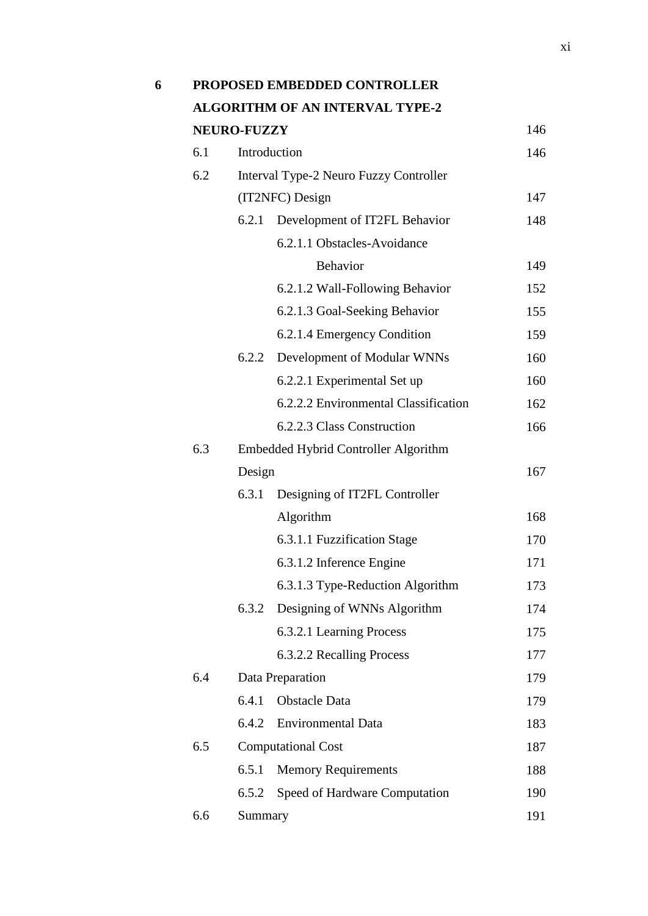| | | | Page |
|---|---|---|---|
| **6** | **PROPOSED EMBEDDED CONTROLLER ALGORITHM OF AN INTERVAL TYPE-2 NEURO-FUZZY** | | 146 |
| | 6.1 | Introduction | 146 |
| | 6.2 | Interval Type-2 Neuro Fuzzy Controller (IT2NFC) Design | 147 |
| | | 6.2.1 Development of IT2FL Behavior | 148 |
| | | 6.2.1.1 Obstacles-Avoidance Behavior | 149 |
| | | 6.2.1.2 Wall-Following Behavior | 152 |
| | | 6.2.1.3 Goal-Seeking Behavior | 155 |
| | | 6.2.1.4 Emergency Condition | 159 |
| | | 6.2.2 Development of Modular WNNs | 160 |
| | | 6.2.2.1 Experimental Set up | 160 |
| | | 6.2.2.2 Environmental Classification | 162 |
| | | 6.2.2.3 Class Construction | 166 |
| | 6.3 | Embedded Hybrid Controller Algorithm Design | 167 |
| | | 6.3.1 Designing of IT2FL Controller Algorithm | 168 |
| | | 6.3.1.1 Fuzzification Stage | 170 |
| | | 6.3.1.2 Inference Engine | 171 |
| | | 6.3.1.3 Type-Reduction Algorithm | 173 |
| | | 6.3.2 Designing of WNNs Algorithm | 174 |
| | | 6.3.2.1 Learning Process | 175 |
| | | 6.3.2.2 Recalling Process | 177 |
| | 6.4 | Data Preparation | 179 |
| | | 6.4.1 Obstacle Data | 179 |
| | | 6.4.2 Environmental Data | 183 |
| | 6.5 | Computational Cost | 187 |
| | | 6.5.1 Memory Requirements | 188 |
| | | 6.5.2 Speed of Hardware Computation | 190 |
| | 6.6 | Summary | 191 |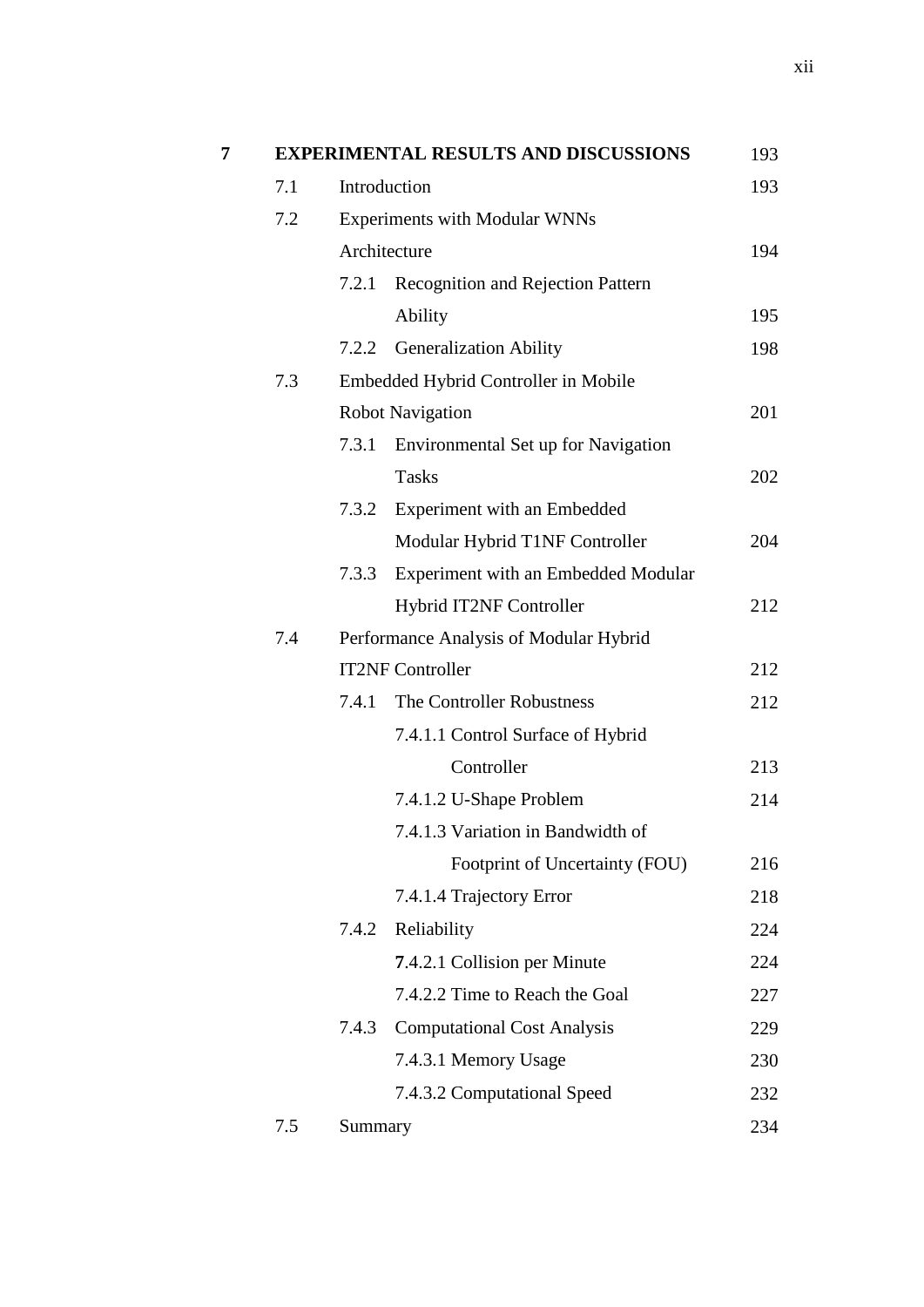| | | | |
|---|---|---|---|
| **7** | **EXPERIMENTAL RESULTS AND DISCUSSIONS** | | 193 |
| | 7.1 | Introduction | 193 |
| | 7.2 | Experiments with Modular WNNs Architecture | 194 |
| | | 7.2.1 Recognition and Rejection Pattern Ability | 195 |
| | | 7.2.2 Generalization Ability | 198 |
| | 7.3 | Embedded Hybrid Controller in Mobile Robot Navigation | 201 |
| | | 7.3.1 Environmental Set up for Navigation Tasks | 202 |
| | | 7.3.2 Experiment with an Embedded Modular Hybrid T1NF Controller | 204 |
| | | 7.3.3 Experiment with an Embedded Modular Hybrid IT2NF Controller | 212 |
| | 7.4 | Performance Analysis of Modular Hybrid IT2NF Controller | 212 |
| | | 7.4.1 The Controller Robustness | 212 |
| | | 7.4.1.1 Control Surface of Hybrid Controller | 213 |
| | | 7.4.1.2 U-Shape Problem | 214 |
| | | 7.4.1.3 Variation in Bandwidth of Footprint of Uncertainty (FOU) | 216 |
| | | 7.4.1.4 Trajectory Error | 218 |
| | | 7.4.2 Reliability | 224 |
| | | 7.4.2.1 Collision per Minute | 224 |
| | | 7.4.2.2 Time to Reach the Goal | 227 |
| | | 7.4.3 Computational Cost Analysis | 229 |
| | | 7.4.3.1 Memory Usage | 230 |
| | | 7.4.3.2 Computational Speed | 232 |
| | 7.5 | Summary | 234 |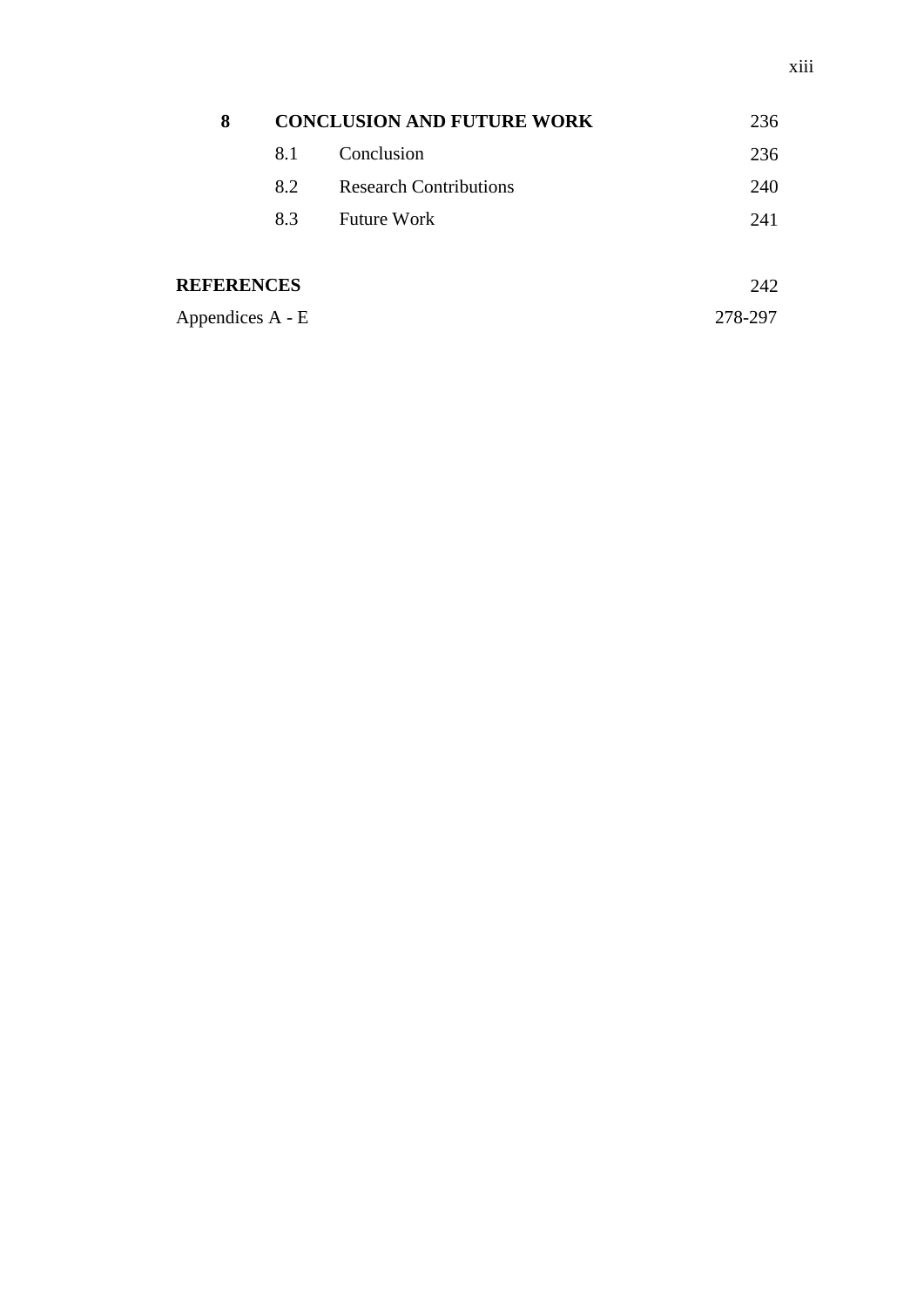| | | | |
|---|---|---|---|
| **8** | **CONCLUSION AND FUTURE WORK** | | 236 |
| | 8.1 | Conclusion | 236 |
| | 8.2 | Research Contributions | 240 |
| | 8.3 | Future Work | 241 |

| | |
|---|---|
| **REFERENCES** | 242 |
| Appendices A - E | 278-297 |